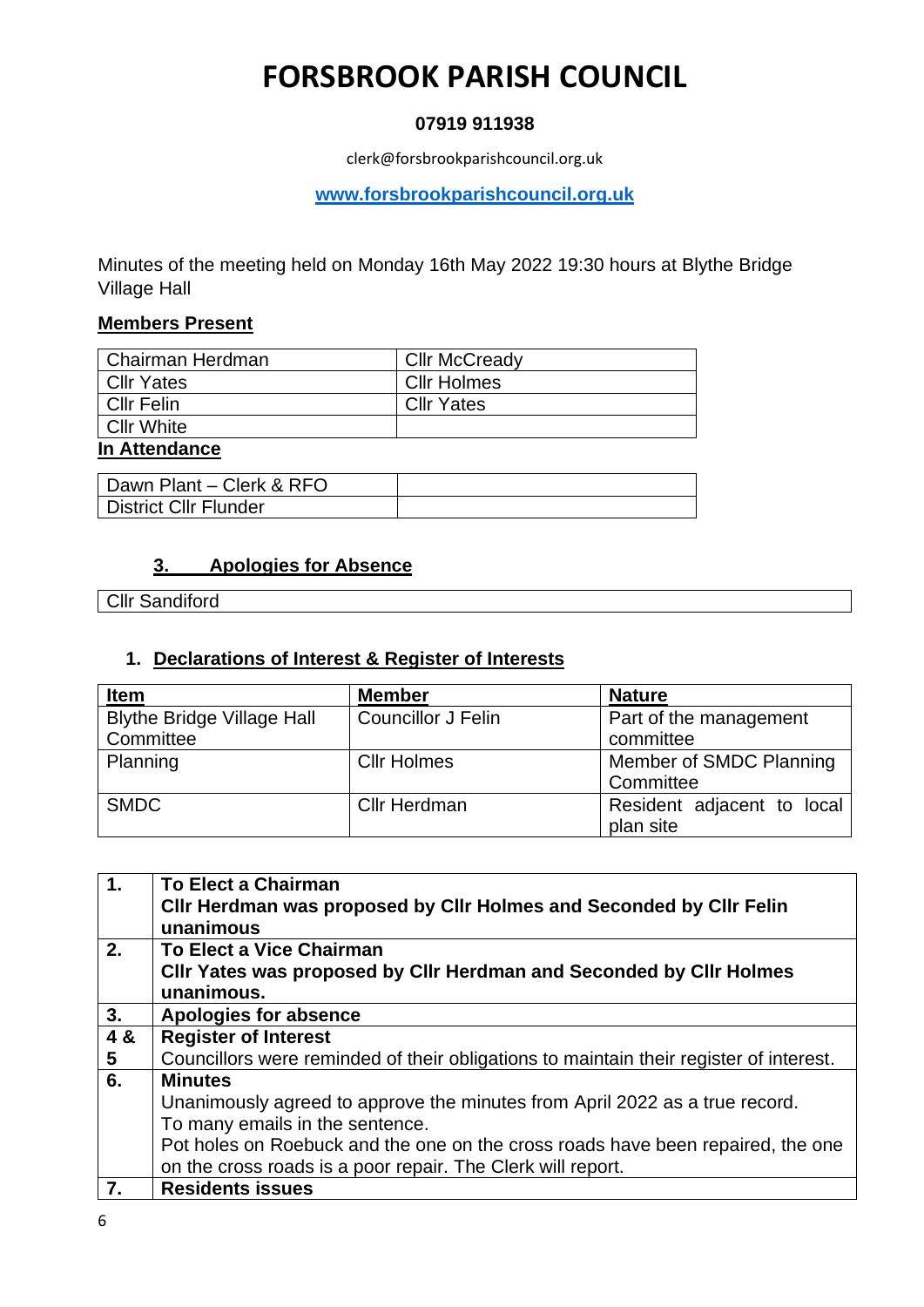# FORSBROOK PARISH COUNCIL

**07919 911938**

clerk@forsbrookparishcouncil.org.uk

**www.forsbrookparishcouncil.org.uk**

Minutes of the meeting held on Monday 16th May 2022 19:30 hours at Blythe Bridge Village Hall

## Members Present

| Chairman Herdman | Cllr McCready |
|---|---|
| Cllr Yates | Cllr Holmes |
| Cllr Felin | Cllr Yates |
| Cllr White | |

## In Attendance

| Dawn Plant – Clerk & RFO | |
|---|---|
| District Cllr Flunder | |

## 3. Apologies for Absence

| Cllr Sandiford |
|---|

## 1. Declarations of Interest & Register of Interests

| Item | Member | Nature |
|---|---|---|
| Blythe Bridge Village Hall Committee | Councillor J Felin | Part of the management committee |
| Planning | Cllr Holmes | Member of SMDC Planning Committee |
| SMDC | Cllr Herdman | Resident adjacent to local plan site |

| | |
|---|---|
| **1.** | **To Elect a Chairman**<br>**Cllr Herdman was proposed by Cllr Holmes and Seconded by Cllr Felin unanimous** |
| **2.** | **To Elect a Vice Chairman**<br>**Cllr Yates was proposed by Cllr Herdman and Seconded by Cllr Holmes unanimous.** |
| **3.** | **Apologies for absence** |
| **4 & 5** | **Register of Interest**<br>Councillors were reminded of their obligations to maintain their register of interest. |
| **6.** | **Minutes**<br>Unanimously agreed to approve the minutes from April 2022 as a true record.<br>To many emails in the sentence.<br>Pot holes on Roebuck and the one on the cross roads have been repaired, the one on the cross roads is a poor repair. The Clerk will report. |
| **7.** | **Residents issues** |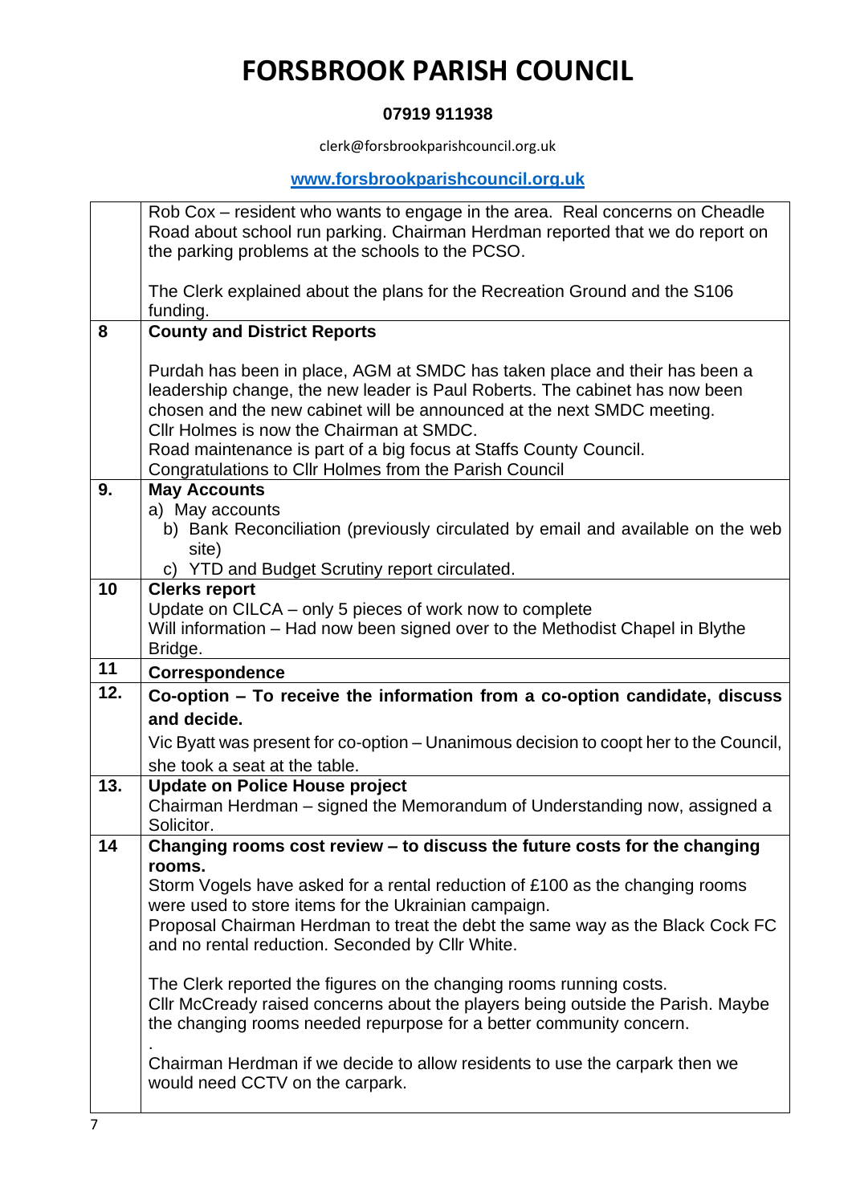# FORSBROOK PARISH COUNCIL

**07919 911938**

clerk@forsbrookparishcouncil.org.uk

**www.forsbrookparishcouncil.org.uk**

| | |
|---|---|
| | Rob Cox – resident who wants to engage in the area. Real concerns on Cheadle Road about school run parking. Chairman Herdman reported that we do report on the parking problems at the schools to the PCSO.<br><br>The Clerk explained about the plans for the Recreation Ground and the S106 funding. |
| **8** | **County and District Reports**<br><br>Purdah has been in place, AGM at SMDC has taken place and their has been a leadership change, the new leader is Paul Roberts. The cabinet has now been chosen and the new cabinet will be announced at the next SMDC meeting.<br>Cllr Holmes is now the Chairman at SMDC.<br>Road maintenance is part of a big focus at Staffs County Council.<br>Congratulations to Cllr Holmes from the Parish Council |
| **9.** | **May Accounts**<br>a) May accounts<br>b) Bank Reconciliation (previously circulated by email and available on the web site)<br>c) YTD and Budget Scrutiny report circulated. |
| **10** | **Clerks report**<br>Update on CILCA – only 5 pieces of work now to complete<br>Will information – Had now been signed over to the Methodist Chapel in Blythe Bridge. |
| **11** | **Correspondence** |
| **12.** | **Co-option – To receive the information from a co-option candidate, discuss and decide.**<br>Vic Byatt was present for co-option – Unanimous decision to coopt her to the Council, she took a seat at the table. |
| **13.** | **Update on Police House project**<br>Chairman Herdman – signed the Memorandum of Understanding now, assigned a Solicitor. |
| **14** | **Changing rooms cost review – to discuss the future costs for the changing rooms.**<br>Storm Vogels have asked for a rental reduction of £100 as the changing rooms were used to store items for the Ukrainian campaign.<br>Proposal Chairman Herdman to treat the debt the same way as the Black Cock FC and no rental reduction. Seconded by Cllr White.<br><br>The Clerk reported the figures on the changing rooms running costs.<br>Cllr McCready raised concerns about the players being outside the Parish. Maybe the changing rooms needed repurpose for a better community concern.<br>.<br>Chairman Herdman if we decide to allow residents to use the carpark then we would need CCTV on the carpark. |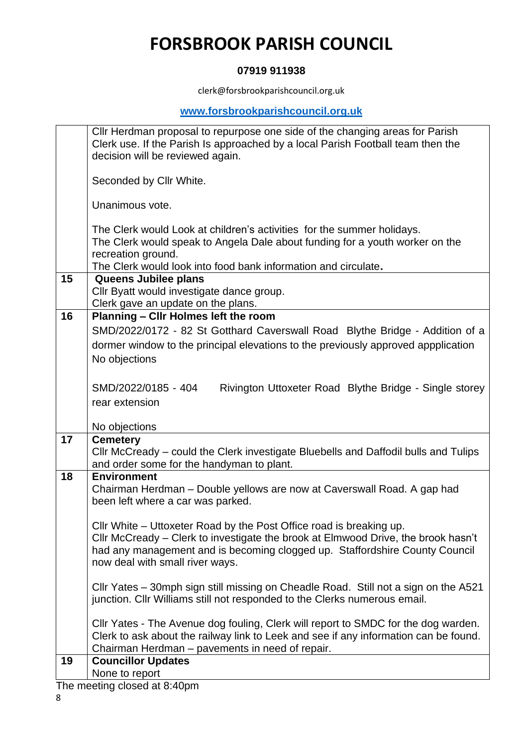# FORSBROOK PARISH COUNCIL

**07919 911938**

clerk@forsbrookparishcouncil.org.uk

**www.forsbrookparishcouncil.org.uk**

| | |
|---|---|
| | Cllr Herdman proposal to repurpose one side of the changing areas for Parish Clerk use. If the Parish Is approached by a local Parish Football team then the decision will be reviewed again.<br><br>Seconded by Cllr White.<br><br>Unanimous vote.<br><br>The Clerk would Look at children's activities for the summer holidays.<br>The Clerk would speak to Angela Dale about funding for a youth worker on the recreation ground.<br>The Clerk would look into food bank information and circulate**.** |
| **15** | **Queens Jubilee plans**<br>Cllr Byatt would investigate dance group.<br>Clerk gave an update on the plans. |
| **16** | **Planning – Cllr Holmes left the room**<br>SMD/2022/0172 - 82 St Gotthard Caverswall Road Blythe Bridge - Addition of a dormer window to the principal elevations to the previously approved appplication<br>No objections<br><br>SMD/2022/0185 - 404 Rivington Uttoxeter Road Blythe Bridge - Single storey rear extension<br><br>No objections |
| **17** | **Cemetery**<br>Cllr McCready – could the Clerk investigate Bluebells and Daffodil bulls and Tulips and order some for the handyman to plant. |
| **18** | **Environment**<br>Chairman Herdman – Double yellows are now at Caverswall Road. A gap had been left where a car was parked.<br><br>Cllr White – Uttoxeter Road by the Post Office road is breaking up.<br>Cllr McCready – Clerk to investigate the brook at Elmwood Drive, the brook hasn't had any management and is becoming clogged up. Staffordshire County Council now deal with small river ways.<br><br>Cllr Yates – 30mph sign still missing on Cheadle Road. Still not a sign on the A521 junction. Cllr Williams still not responded to the Clerks numerous email.<br><br>Cllr Yates - The Avenue dog fouling, Clerk will report to SMDC for the dog warden.<br>Clerk to ask about the railway link to Leek and see if any information can be found.<br>Chairman Herdman – pavements in need of repair. |
| **19** | **Councillor Updates**<br>None to report |

The meeting closed at 8:40pm